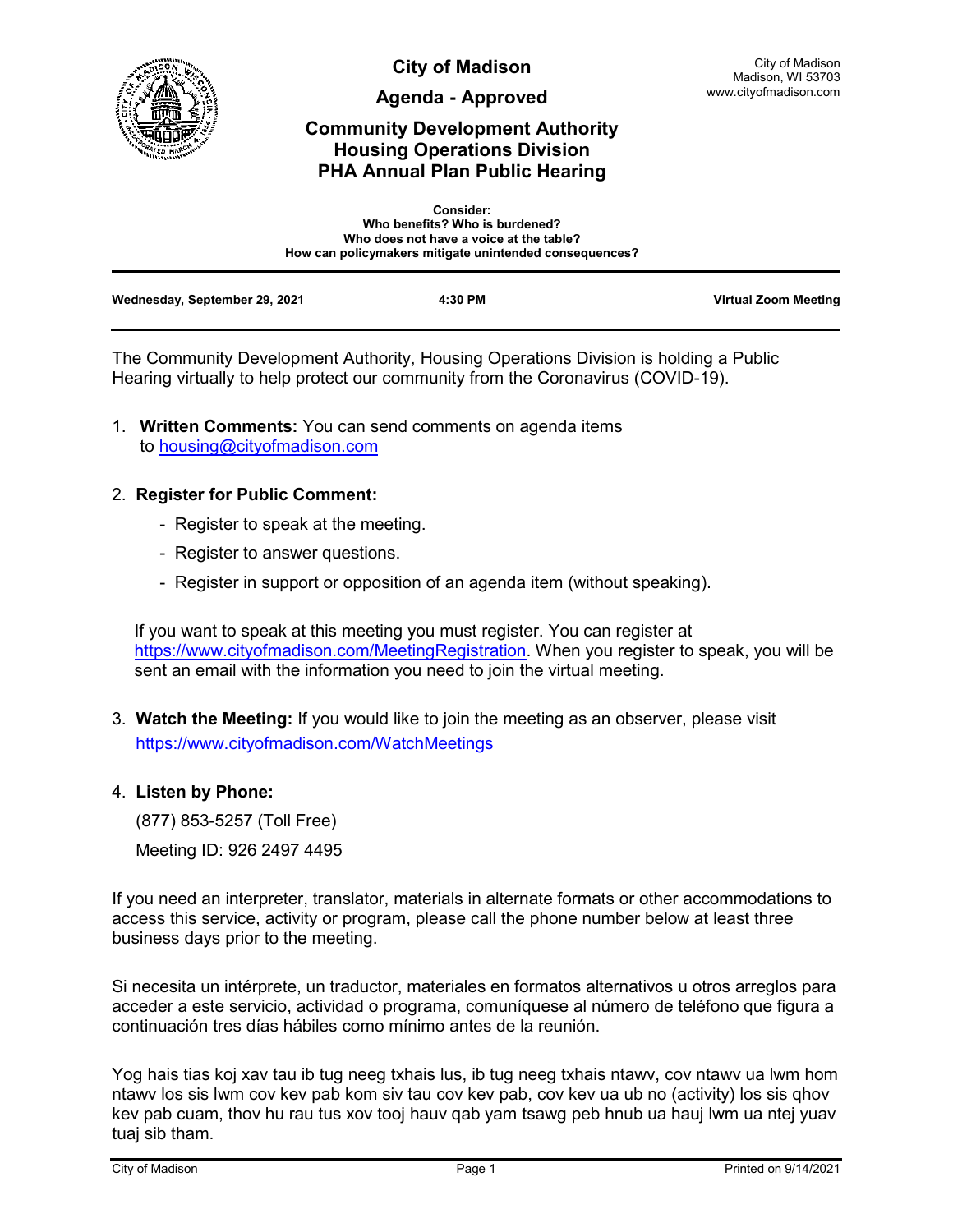# City of Madison

City of Madison
Madison, WI 53703
www.cityofmadison.com

## Agenda - Approved

## Community Development Authority Housing Operations Division PHA Annual Plan Public Hearing

**Consider:**
**Who benefits? Who is burdened?**
**Who does not have a voice at the table?**
**How can policymakers mitigate unintended consequences?**

| Wednesday, September 29, 2021 | 4:30 PM | Virtual Zoom Meeting |
|---|---|---|

The Community Development Authority, Housing Operations Division is holding a Public Hearing virtually to help protect our community from the Coronavirus (COVID-19).

1. **Written Comments:** You can send comments on agenda items to housing@cityofmadison.com

2. **Register for Public Comment:**
   - Register to speak at the meeting.
   - Register to answer questions.
   - Register in support or opposition of an agenda item (without speaking).

   If you want to speak at this meeting you must register. You can register at https://www.cityofmadison.com/MeetingRegistration. When you register to speak, you will be sent an email with the information you need to join the virtual meeting.

3. **Watch the Meeting:** If you would like to join the meeting as an observer, please visit https://www.cityofmadison.com/WatchMeetings

4. **Listen by Phone:**

   (877) 853-5257 (Toll Free)

   Meeting ID: 926 2497 4495

If you need an interpreter, translator, materials in alternate formats or other accommodations to access this service, activity or program, please call the phone number below at least three business days prior to the meeting.

Si necesita un intérprete, un traductor, materiales en formatos alternativos u otros arreglos para acceder a este servicio, actividad o programa, comuníquese al número de teléfono que figura a continuación tres días hábiles como mínimo antes de la reunión.

Yog hais tias koj xav tau ib tug neeg txhais lus, ib tug neeg txhais ntawv, cov ntawv ua lwm hom ntawv los sis lwm cov kev pab kom siv tau cov kev pab, cov kev ua ub no (activity) los sis qhov kev pab cuam, thov hu rau tus xov tooj hauv qab yam tsawg peb hnub ua hauj lwm ua ntej yuav tuaj sib tham.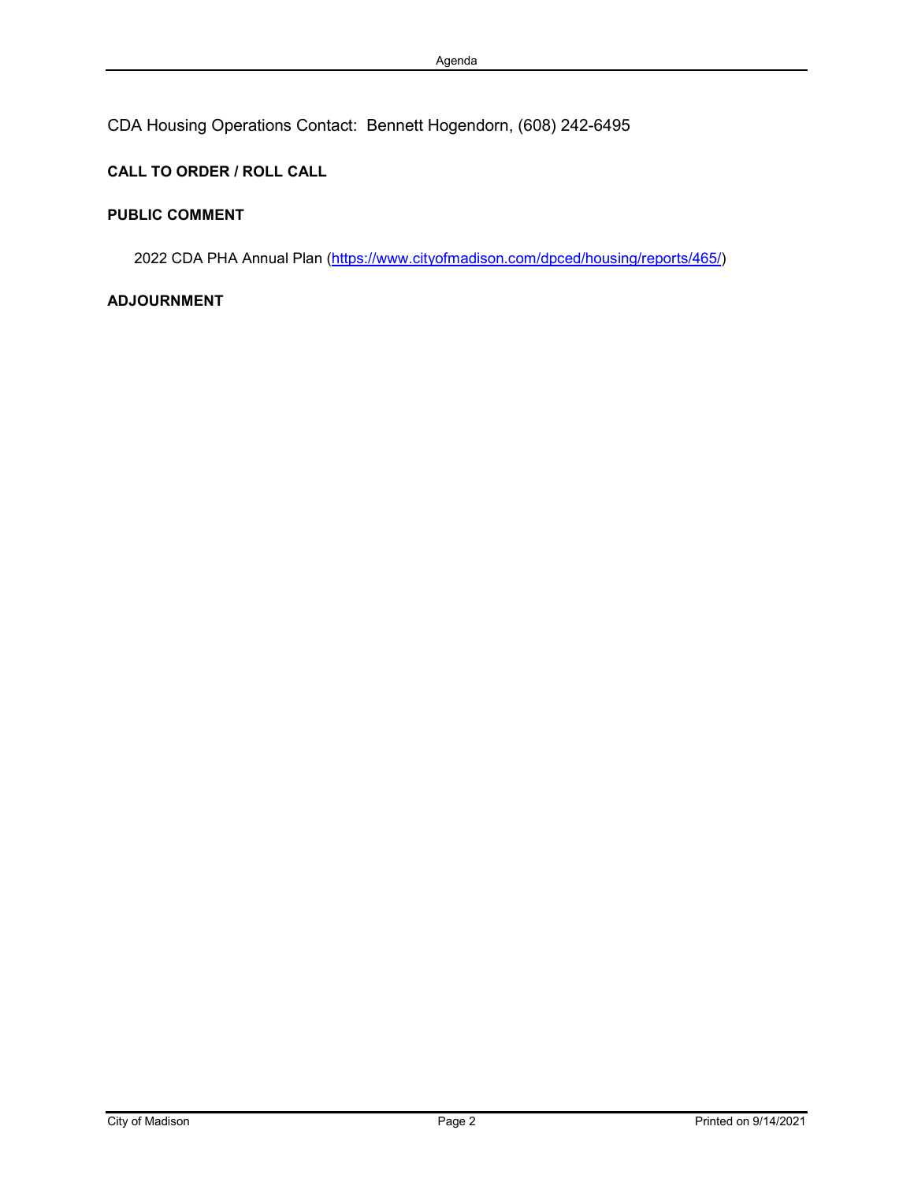CDA Housing Operations Contact: Bennett Hogendorn, (608) 242-6495

**CALL TO ORDER / ROLL CALL**

**PUBLIC COMMENT**

2022 CDA PHA Annual Plan (https://www.cityofmadison.com/dpced/housing/reports/465/)

**ADJOURNMENT**